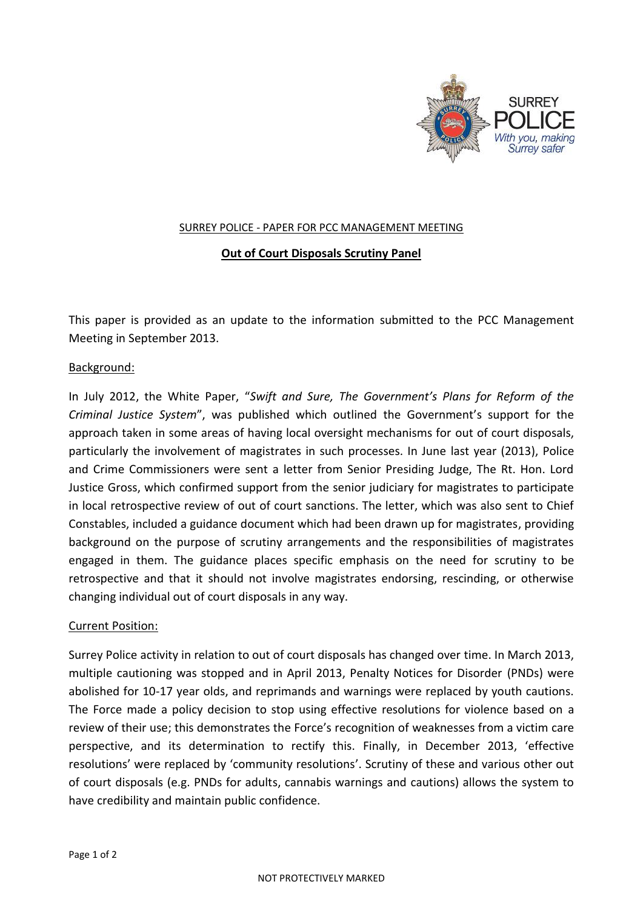SURREY POLICE - PAPER FOR PCC MANAGEMENT MEETING

# Out of Court Disposals Scrutiny Panel

This paper is provided as an update to the information submitted to the PCC Management Meeting in September 2013.

## Background:

In July 2012, the White Paper, "*Swift and Sure, The Government's Plans for Reform of the Criminal Justice System*", was published which outlined the Government's support for the approach taken in some areas of having local oversight mechanisms for out of court disposals, particularly the involvement of magistrates in such processes. In June last year (2013), Police and Crime Commissioners were sent a letter from Senior Presiding Judge, The Rt. Hon. Lord Justice Gross, which confirmed support from the senior judiciary for magistrates to participate in local retrospective review of out of court sanctions. The letter, which was also sent to Chief Constables, included a guidance document which had been drawn up for magistrates, providing background on the purpose of scrutiny arrangements and the responsibilities of magistrates engaged in them. The guidance places specific emphasis on the need for scrutiny to be retrospective and that it should not involve magistrates endorsing, rescinding, or otherwise changing individual out of court disposals in any way.

## Current Position:

Surrey Police activity in relation to out of court disposals has changed over time. In March 2013, multiple cautioning was stopped and in April 2013, Penalty Notices for Disorder (PNDs) were abolished for 10-17 year olds, and reprimands and warnings were replaced by youth cautions. The Force made a policy decision to stop using effective resolutions for violence based on a review of their use; this demonstrates the Force's recognition of weaknesses from a victim care perspective, and its determination to rectify this. Finally, in December 2013, 'effective resolutions' were replaced by 'community resolutions'. Scrutiny of these and various other out of court disposals (e.g. PNDs for adults, cannabis warnings and cautions) allows the system to have credibility and maintain public confidence.

NOT PROTECTIVELY MARKED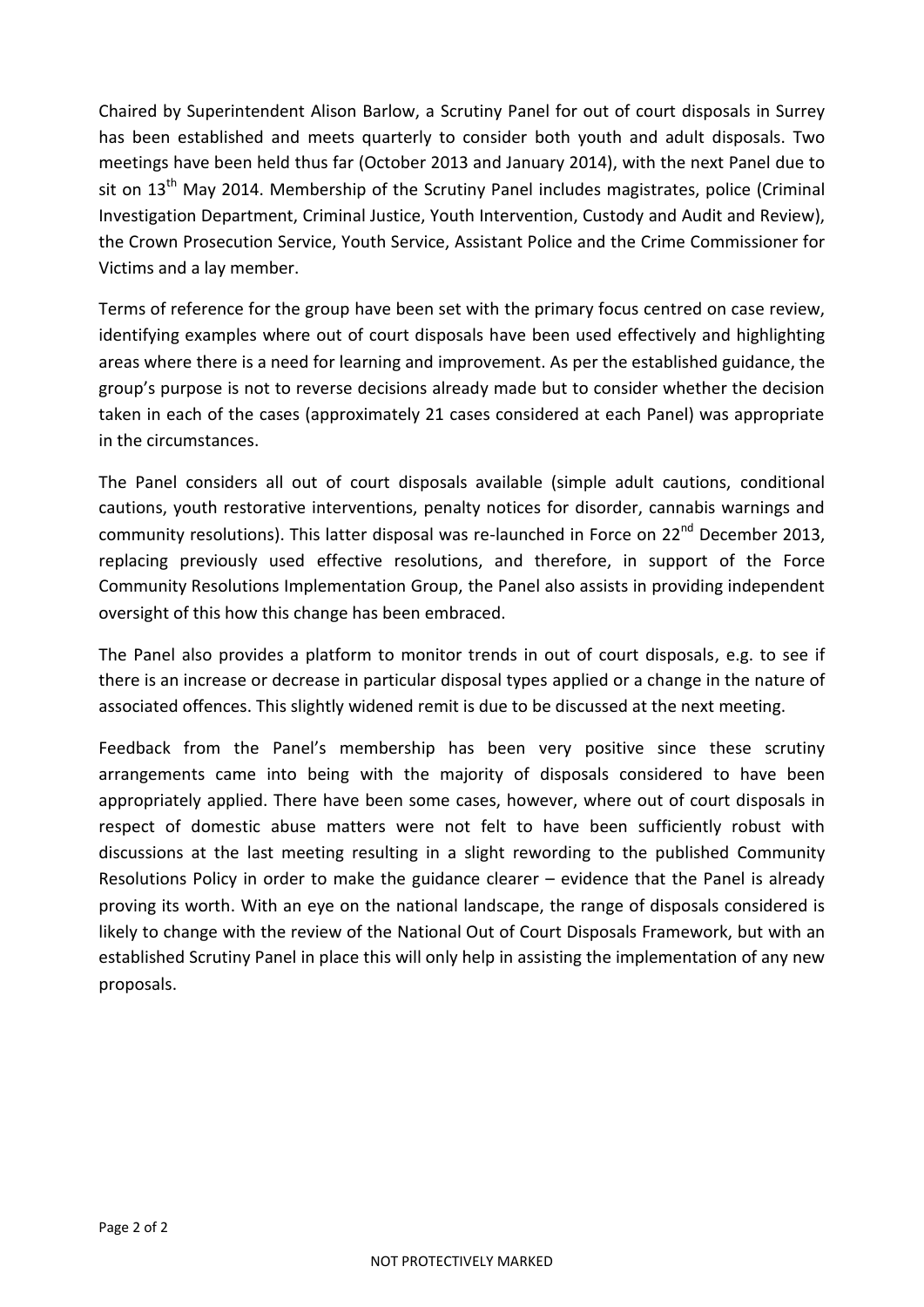Chaired by Superintendent Alison Barlow, a Scrutiny Panel for out of court disposals in Surrey has been established and meets quarterly to consider both youth and adult disposals. Two meetings have been held thus far (October 2013 and January 2014), with the next Panel due to sit on 13th May 2014. Membership of the Scrutiny Panel includes magistrates, police (Criminal Investigation Department, Criminal Justice, Youth Intervention, Custody and Audit and Review), the Crown Prosecution Service, Youth Service, Assistant Police and the Crime Commissioner for Victims and a lay member.

Terms of reference for the group have been set with the primary focus centred on case review, identifying examples where out of court disposals have been used effectively and highlighting areas where there is a need for learning and improvement. As per the established guidance, the group's purpose is not to reverse decisions already made but to consider whether the decision taken in each of the cases (approximately 21 cases considered at each Panel) was appropriate in the circumstances.

The Panel considers all out of court disposals available (simple adult cautions, conditional cautions, youth restorative interventions, penalty notices for disorder, cannabis warnings and community resolutions). This latter disposal was re-launched in Force on 22nd December 2013, replacing previously used effective resolutions, and therefore, in support of the Force Community Resolutions Implementation Group, the Panel also assists in providing independent oversight of this how this change has been embraced.

The Panel also provides a platform to monitor trends in out of court disposals, e.g. to see if there is an increase or decrease in particular disposal types applied or a change in the nature of associated offences. This slightly widened remit is due to be discussed at the next meeting.

Feedback from the Panel's membership has been very positive since these scrutiny arrangements came into being with the majority of disposals considered to have been appropriately applied. There have been some cases, however, where out of court disposals in respect of domestic abuse matters were not felt to have been sufficiently robust with discussions at the last meeting resulting in a slight rewording to the published Community Resolutions Policy in order to make the guidance clearer – evidence that the Panel is already proving its worth. With an eye on the national landscape, the range of disposals considered is likely to change with the review of the National Out of Court Disposals Framework, but with an established Scrutiny Panel in place this will only help in assisting the implementation of any new proposals.

NOT PROTECTIVELY MARKED